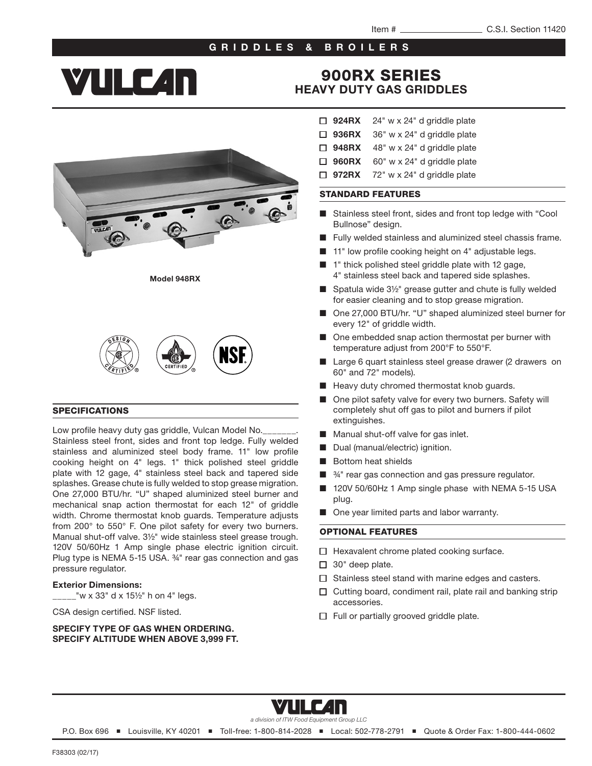Item # ________________ C.S.I. Section 11420

**GRIDDLES & BROILERS**

# VULCAN

# 900RX SERIES
## HEAVY DUTY GAS GRIDDLES

Model 948RX

- ☐ **924RX** 24" w x 24" d griddle plate
- ☐ **936RX** 36" w x 24" d griddle plate
- ☐ **948RX** 48" w x 24" d griddle plate
- ☐ **960RX** 60" w x 24" d griddle plate
- ☐ **972RX** 72" w x 24" d griddle plate

### STANDARD FEATURES

- Stainless steel front, sides and front top ledge with "Cool Bullnose" design.
- Fully welded stainless and aluminized steel chassis frame.
- 11" low profile cooking height on 4" adjustable legs.
- 1" thick polished steel griddle plate with 12 gage, 4" stainless steel back and tapered side splashes.
- Spatula wide 3½" grease gutter and chute is fully welded for easier cleaning and to stop grease migration.
- One 27,000 BTU/hr. "U" shaped aluminized steel burner for every 12" of griddle width.
- One embedded snap action thermostat per burner with temperature adjust from 200°F to 550°F.
- Large 6 quart stainless steel grease drawer (2 drawers on 60" and 72" models).
- Heavy duty chromed thermostat knob guards.
- One pilot safety valve for every two burners. Safety will completely shut off gas to pilot and burners if pilot extinguishes.
- Manual shut-off valve for gas inlet.
- Dual (manual/electric) ignition.
- Bottom heat shields
- ¾" rear gas connection and gas pressure regulator.
- 120V 50/60Hz 1 Amp single phase with NEMA 5-15 USA plug.
- One year limited parts and labor warranty.

### OPTIONAL FEATURES

- ☐ Hexavalent chrome plated cooking surface.
- ☐ 30" deep plate.
- ☐ Stainless steel stand with marine edges and casters.
- ☐ Cutting board, condiment rail, plate rail and banking strip accessories.
- ☐ Full or partially grooved griddle plate.

### SPECIFICATIONS

Low profile heavy duty gas griddle, Vulcan Model No._______. Stainless steel front, sides and front top ledge. Fully welded stainless and aluminized steel body frame. 11" low profile cooking height on 4" legs. 1" thick polished steel griddle plate with 12 gage, 4" stainless steel back and tapered side splashes. Grease chute is fully welded to stop grease migration. One 27,000 BTU/hr. "U" shaped aluminized steel burner and mechanical snap action thermostat for each 12" of griddle width. Chrome thermostat knob guards. Temperature adjusts from 200° to 550° F. One pilot safety for every two burners. Manual shut-off valve. 3½" wide stainless steel grease trough. 120V 50/60Hz 1 Amp single phase electric ignition circuit. Plug type is NEMA 5-15 USA. ¾" rear gas connection and gas pressure regulator.

**Exterior Dimensions:**

_____"w x 33" d x 15½" h on 4" legs.

CSA design certified. NSF listed.

**SPECIFY TYPE OF GAS WHEN ORDERING.**
**SPECIFY ALTITUDE WHEN ABOVE 3,999 FT.**

VULCAN
*a division of ITW Food Equipment Group LLC*

P.O. Box 696 ■ Louisville, KY 40201 ■ Toll-free: 1-800-814-2028 ■ Local: 502-778-2791 ■ Quote & Order Fax: 1-800-444-0602

F38303 (02/17)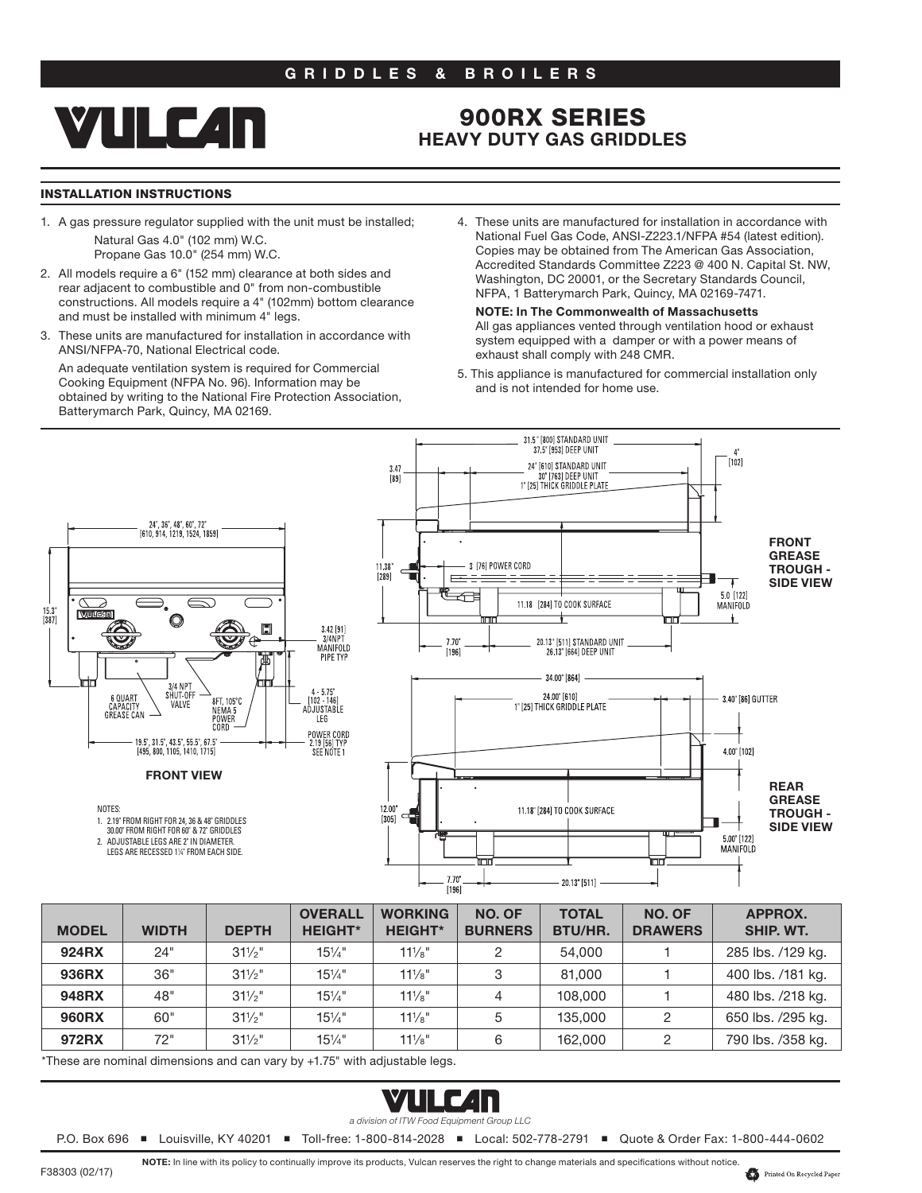# GRIDDLES & BROILERS

# VULCAN

## 900RX SERIES
## HEAVY DUTY GAS GRIDDLES

### INSTALLATION INSTRUCTIONS

1. A gas pressure regulator supplied with the unit must be installed;
   Natural Gas 4.0" (102 mm) W.C.
   Propane Gas 10.0" (254 mm) W.C.
2. All models require a 6" (152 mm) clearance at both sides and rear adjacent to combustible and 0" from non-combustible constructions. All models require a 4" (102mm) bottom clearance and must be installed with minimum 4" legs.
3. These units are manufactured for installation in accordance with ANSI/NFPA-70, National Electrical code.

   An adequate ventilation system is required for Commercial Cooking Equipment (NFPA No. 96). Information may be obtained by writing to the National Fire Protection Association, Batterymarch Park, Quincy, MA 02169.
4. These units are manufactured for installation in accordance with National Fuel Gas Code, ANSI-Z223.1/NFPA #54 (latest edition). Copies may be obtained from The American Gas Association, Accredited Standards Committee Z223 @ 400 N. Capital St. NW, Washington, DC 20001, or the Secretary Standards Council, NFPA, 1 Batterymarch Park, Quincy, MA 02169-7471.

   **NOTE: In The Commonwealth of Massachusetts**
   All gas appliances vented through ventilation hood or exhaust system equipped with a damper or with a power means of exhaust shall comply with 248 CMR.
5. This appliance is manufactured for commercial installation only and is not intended for home use.

24", 36", 48", 60", 72" [610, 914, 1219, 1524, 1859]
15.3" [387]
3.42 [91] 3/4NPT MANIFOLD PIPE TYP
6 QUART CAPACITY GREASE CAN
3/4 NPT SHUT-OFF VALVE
8FT, 105°C NEMA 5 POWER CORD
4 - 5.75" [102 - 146] ADJUSTABLE LEG
POWER CORD 2.19 [56] TYP SEE NOTE 1
19.5", 31.5", 43.5", 55.5", 67.5" [495, 800, 1105, 1410, 1715]

**FRONT VIEW**

NOTES:
1. 2.19" FROM RIGHT FOR 24, 36 & 48" GRIDDLES
   30.00" FROM RIGHT FOR 60" & 72" GRIDDLES
2. ADJUSTABLE LEGS ARE 2" IN DIAMETER.
   LEGS ARE RECESSED 1¼" FROM EACH SIDE.

31.5" [800] STANDARD UNIT
37.5" [953] DEEP UNIT
4" [102]
3.47 [89]
24" [610] STANDARD UNIT
30" [763] DEEP UNIT
1" [25] THICK GRIDDLE PLATE
11.38" [289]
3 [76] POWER CORD
11.18 [284] TO COOK SURFACE
5.0 [122] MANIFOLD
7.70" [196]
20.13" [511] STANDARD UNIT
26.13" [664] DEEP UNIT

**FRONT GREASE TROUGH - SIDE VIEW**

34.00" [864]
24.00" [610]
1" [25] THICK GRIDDLE PLATE
3.40" [86] GUTTER
4.00" [102]
12.00" [305]
11.18" [284] TO COOK SURFACE
5.00" [122] MANIFOLD
7.70" [196]
20.13" [511]

**REAR GREASE TROUGH - SIDE VIEW**

| MODEL | WIDTH | DEPTH | OVERALL HEIGHT* | WORKING HEIGHT* | NO. OF BURNERS | TOTAL BTU/HR. | NO. OF DRAWERS | APPROX. SHIP. WT. |
|---|---|---|---|---|---|---|---|---|
| **924RX** | 24" | 31½" | 15¼" | 11⅛" | 2 | 54,000 | 1 | 285 lbs. /129 kg. |
| **936RX** | 36" | 31½" | 15¼" | 11⅛" | 3 | 81,000 | 1 | 400 lbs. /181 kg. |
| **948RX** | 48" | 31½" | 15¼" | 11⅛" | 4 | 108,000 | 1 | 480 lbs. /218 kg. |
| **960RX** | 60" | 31½" | 15¼" | 11⅛" | 5 | 135,000 | 2 | 650 lbs. /295 kg. |
| **972RX** | 72" | 31½" | 15¼" | 11⅛" | 6 | 162,000 | 2 | 790 lbs. /358 kg. |

*These are nominal dimensions and can vary by +1.75" with adjustable legs.

VULCAN
*a division of ITW Food Equipment Group LLC*

P.O. Box 696 ■ Louisville, KY 40201 ■ Toll-free: 1-800-814-2028 ■ Local: 502-778-2791 ■ Quote & Order Fax: 1-800-444-0602

**NOTE:** In line with its policy to continually improve its products, Vulcan reserves the right to change materials and specifications without notice.

F38303 (02/17)

Printed On Recycled Paper